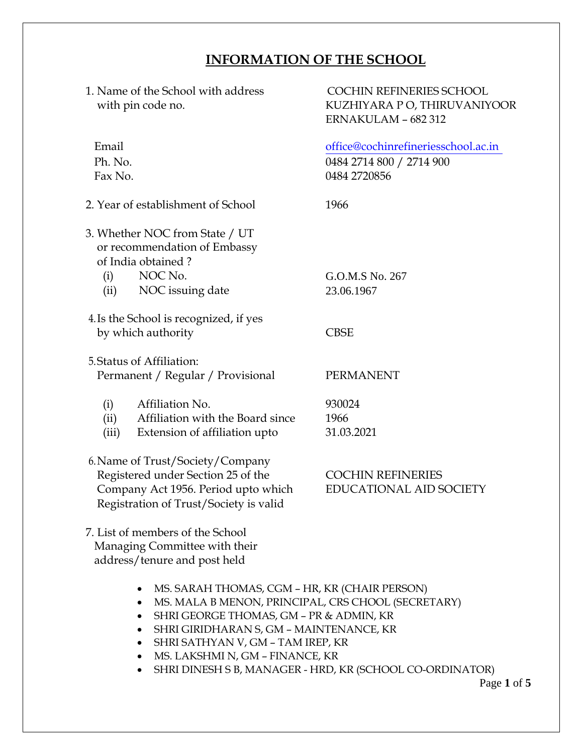# INFORMATION OF THE SCHOOL

| | |
|---|---|
| 1. Name of the School with address with pin code no. | COCHIN REFINERIES SCHOOL<br>KUZHIYARA P O, THIRUVANIYOOR<br>ERNAKULAM – 682 312 |
| Email | office@cochinrefineriesschool.ac.in |
| Ph. No. | 0484 2714 800 / 2714 900 |
| Fax No. | 0484 2720856 |
| 2. Year of establishment of School | 1966 |
| 3. Whether NOC from State / UT or recommendation of Embassy of India obtained ? | |
| (i) NOC No. | G.O.M.S No. 267 |
| (ii) NOC issuing date | 23.06.1967 |
| 4. Is the School is recognized, if yes by which authority | CBSE |
| 5. Status of Affiliation: Permanent / Regular / Provisional | PERMANENT |
| (i) Affiliation No. | 930024 |
| (ii) Affiliation with the Board since | 1966 |
| (iii) Extension of affiliation upto | 31.03.2021 |
| 6. Name of Trust/Society/Company Registered under Section 25 of the Company Act 1956. Period upto which Registration of Trust/Society is valid | COCHIN REFINERIES EDUCATIONAL AID SOCIETY |

7. List of members of the School Managing Committee with their address/tenure and post held

- MS. SARAH THOMAS, CGM – HR, KR (CHAIR PERSON)
- MS. MALA B MENON, PRINCIPAL, CRS CHOOL (SECRETARY)
- SHRI GEORGE THOMAS, GM – PR & ADMIN, KR
- SHRI GIRIDHARAN S, GM – MAINTENANCE, KR
- SHRI SATHYAN V, GM – TAM IREP, KR
- MS. LAKSHMI N, GM – FINANCE, KR
- SHRI DINESH S B, MANAGER - HRD, KR (SCHOOL CO-ORDINATOR)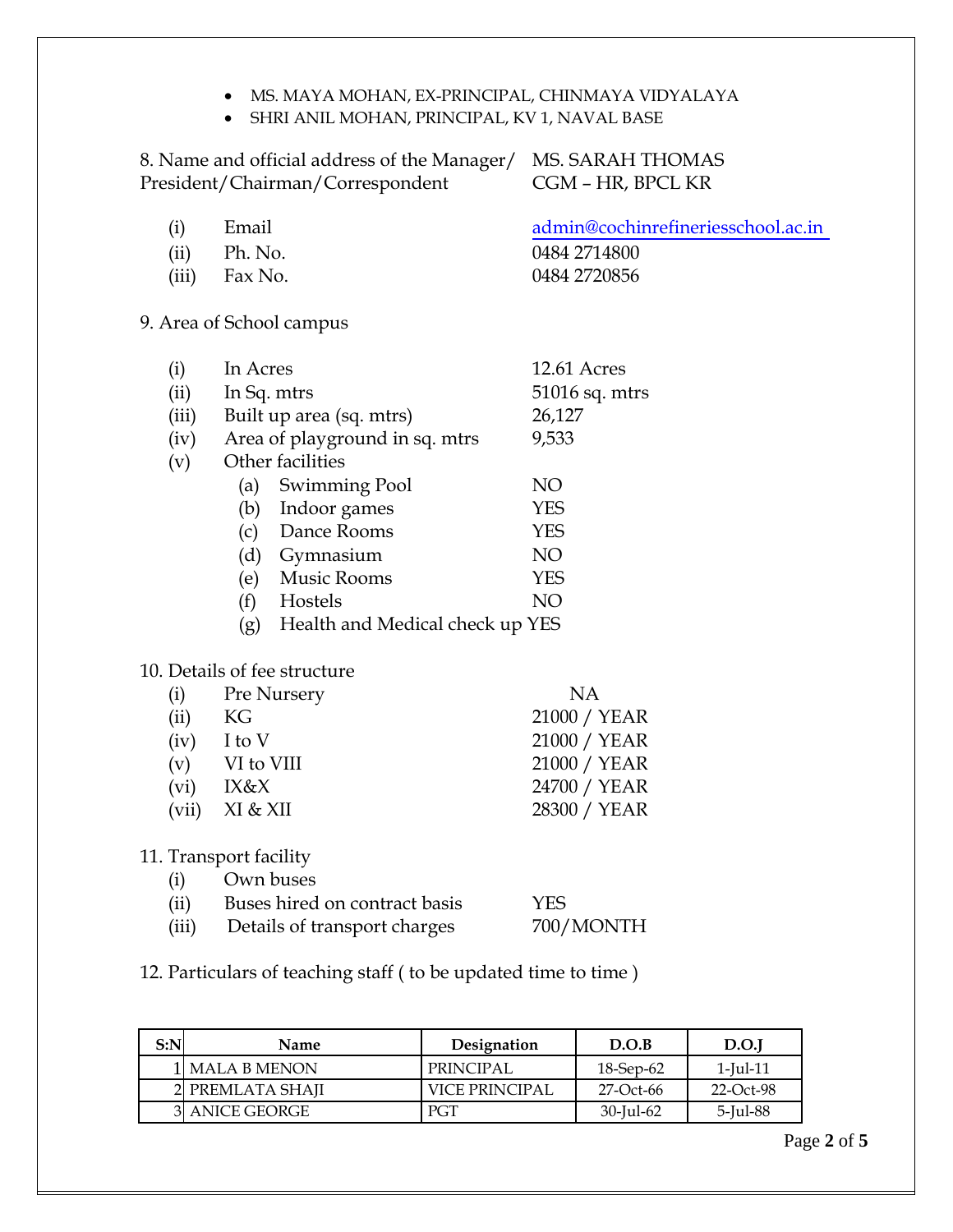- MS. MAYA MOHAN, EX-PRINCIPAL, CHINMAYA VIDYALAYA
- SHRI ANIL MOHAN, PRINCIPAL, KV 1, NAVAL BASE

8. Name and official address of the Manager/ President/Chairman/Correspondent — MS. SARAH THOMAS, CGM – HR, BPCL KR

| | | |
|---|---|---|
| (i) | Email | admin@cochinrefineriesschool.ac.in |
| (ii) | Ph. No. | 0484 2714800 |
| (iii) | Fax No. | 0484 2720856 |

9. Area of School campus

| | | |
|---|---|---|
| (i) | In Acres | 12.61 Acres |
| (ii) | In Sq. mtrs | 51016 sq. mtrs |
| (iii) | Built up area (sq. mtrs) | 26,127 |
| (iv) | Area of playground in sq. mtrs | 9,533 |
| (v) | Other facilities | |
| | (a) Swimming Pool | NO |
| | (b) Indoor games | YES |
| | (c) Dance Rooms | YES |
| | (d) Gymnasium | NO |
| | (e) Music Rooms | YES |
| | (f) Hostels | NO |
| | (g) Health and Medical check up | YES |

10. Details of fee structure

| | | |
|---|---|---|
| (i) | Pre Nursery | NA |
| (ii) | KG | 21000 / YEAR |
| (iv) | I to V | 21000 / YEAR |
| (v) | VI to VIII | 21000 / YEAR |
| (vi) | IX&X | 24700 / YEAR |
| (vii) | XI & XII | 28300 / YEAR |

11. Transport facility

| | | |
|---|---|---|
| (i) | Own buses | |
| (ii) | Buses hired on contract basis | YES |
| (iii) | Details of transport charges | 700/MONTH |

12. Particulars of teaching staff ( to be updated time to time )

| S:N | Name | Designation | D.O.B | D.O.J |
|---|---|---|---|---|
| 1 | MALA B MENON | PRINCIPAL | 18-Sep-62 | 1-Jul-11 |
| 2 | PREMLATA SHAJI | VICE PRINCIPAL | 27-Oct-66 | 22-Oct-98 |
| 3 | ANICE GEORGE | PGT | 30-Jul-62 | 5-Jul-88 |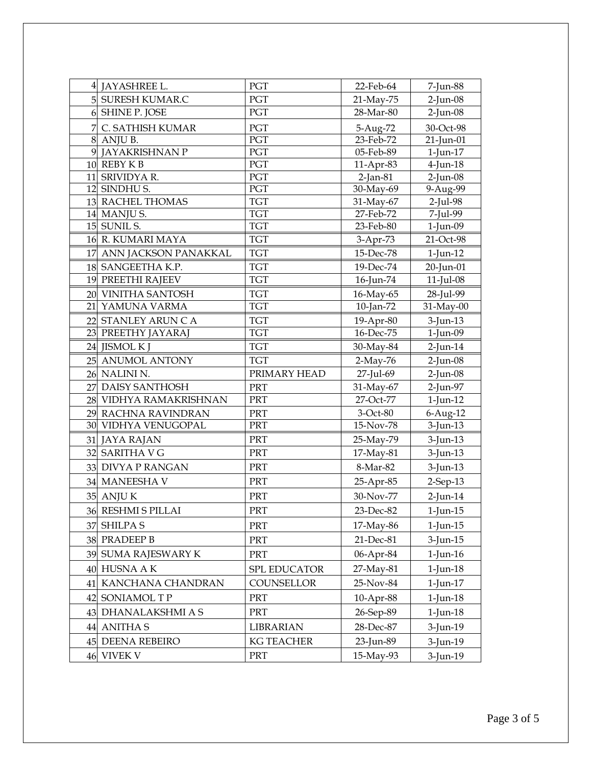| | | | | |
|---|---|---|---|---|
| 4 | JAYASHREE L. | PGT | 22-Feb-64 | 7-Jun-88 |
| 5 | SURESH KUMAR.C | PGT | 21-May-75 | 2-Jun-08 |
| 6 | SHINE P. JOSE | PGT | 28-Mar-80 | 2-Jun-08 |
| 7 | C. SATHISH KUMAR | PGT | 5-Aug-72 | 30-Oct-98 |
| 8 | ANJU B. | PGT | 23-Feb-72 | 21-Jun-01 |
| 9 | JAYAKRISHNAN P | PGT | 05-Feb-89 | 1-Jun-17 |
| 10 | REBY K B | PGT | 11-Apr-83 | 4-Jun-18 |
| 11 | SRIVIDYA R. | PGT | 2-Jan-81 | 2-Jun-08 |
| 12 | SINDHU S. | PGT | 30-May-69 | 9-Aug-99 |
| 13 | RACHEL THOMAS | TGT | 31-May-67 | 2-Jul-98 |
| 14 | MANJU S. | TGT | 27-Feb-72 | 7-Jul-99 |
| 15 | SUNIL S. | TGT | 23-Feb-80 | 1-Jun-09 |
| 16 | R. KUMARI MAYA | TGT | 3-Apr-73 | 21-Oct-98 |
| 17 | ANN JACKSON PANAKKAL | TGT | 15-Dec-78 | 1-Jun-12 |
| 18 | SANGEETHA K.P. | TGT | 19-Dec-74 | 20-Jun-01 |
| 19 | PREETHI RAJEEV | TGT | 16-Jun-74 | 11-Jul-08 |
| 20 | VINITHA SANTOSH | TGT | 16-May-65 | 28-Jul-99 |
| 21 | YAMUNA VARMA | TGT | 10-Jan-72 | 31-May-00 |
| 22 | STANLEY ARUN C A | TGT | 19-Apr-80 | 3-Jun-13 |
| 23 | PREETHY JAYARAJ | TGT | 16-Dec-75 | 1-Jun-09 |
| 24 | JISMOL K J | TGT | 30-May-84 | 2-Jun-14 |
| 25 | ANUMOL ANTONY | TGT | 2-May-76 | 2-Jun-08 |
| 26 | NALINI N. | PRIMARY HEAD | 27-Jul-69 | 2-Jun-08 |
| 27 | DAISY SANTHOSH | PRT | 31-May-67 | 2-Jun-97 |
| 28 | VIDHYA RAMAKRISHNAN | PRT | 27-Oct-77 | 1-Jun-12 |
| 29 | RACHNA RAVINDRAN | PRT | 3-Oct-80 | 6-Aug-12 |
| 30 | VIDHYA VENUGOPAL | PRT | 15-Nov-78 | 3-Jun-13 |
| 31 | JAYA RAJAN | PRT | 25-May-79 | 3-Jun-13 |
| 32 | SARITHA V G | PRT | 17-May-81 | 3-Jun-13 |
| 33 | DIVYA P RANGAN | PRT | 8-Mar-82 | 3-Jun-13 |
| 34 | MANEESHA V | PRT | 25-Apr-85 | 2-Sep-13 |
| 35 | ANJU K | PRT | 30-Nov-77 | 2-Jun-14 |
| 36 | RESHMI S PILLAI | PRT | 23-Dec-82 | 1-Jun-15 |
| 37 | SHILPA S | PRT | 17-May-86 | 1-Jun-15 |
| 38 | PRADEEP B | PRT | 21-Dec-81 | 3-Jun-15 |
| 39 | SUMA RAJESWARY K | PRT | 06-Apr-84 | 1-Jun-16 |
| 40 | HUSNA A K | SPL EDUCATOR | 27-May-81 | 1-Jun-18 |
| 41 | KANCHANA CHANDRAN | COUNSELLOR | 25-Nov-84 | 1-Jun-17 |
| 42 | SONIAMOL T P | PRT | 10-Apr-88 | 1-Jun-18 |
| 43 | DHANALAKSHMI A S | PRT | 26-Sep-89 | 1-Jun-18 |
| 44 | ANITHA S | LIBRARIAN | 28-Dec-87 | 3-Jun-19 |
| 45 | DEENA REBEIRO | KG TEACHER | 23-Jun-89 | 3-Jun-19 |
| 46 | VIVEK V | PRT | 15-May-93 | 3-Jun-19 |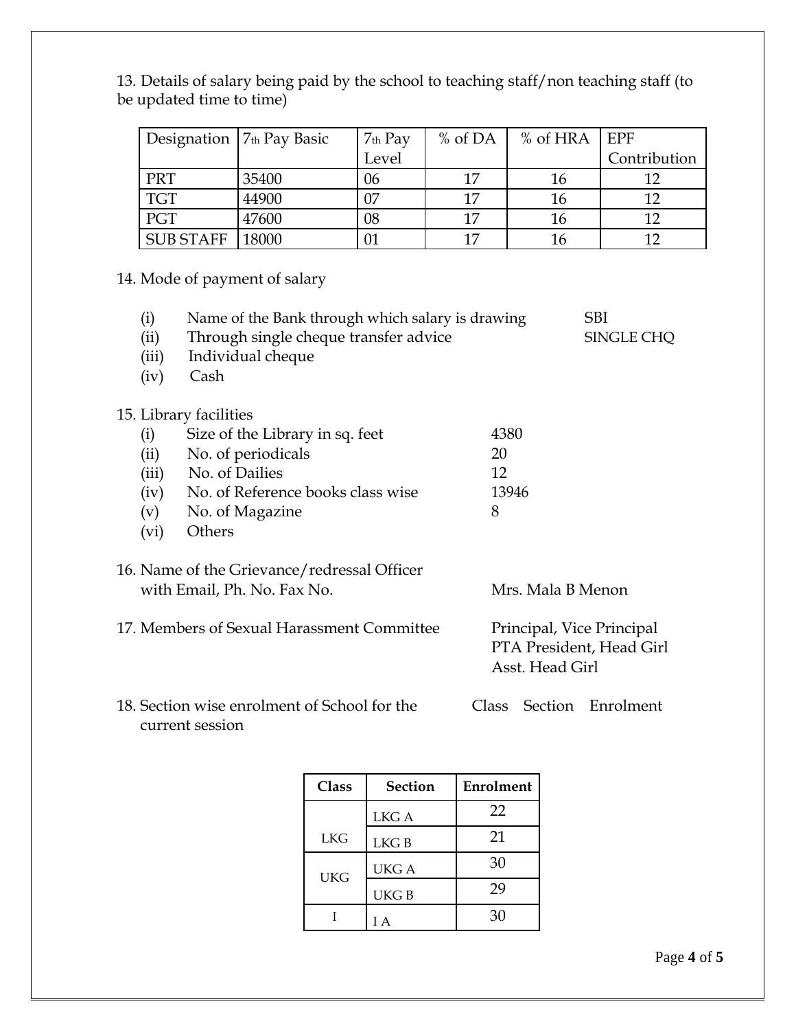13. Details of salary being paid by the school to teaching staff/non teaching staff (to be updated time to time)

| Designation | 7th Pay Basic | 7th Pay Level | % of DA | % of HRA | EPF Contribution |
|---|---|---|---|---|---|
| PRT | 35400 | 06 | 17 | 16 | 12 |
| TGT | 44900 | 07 | 17 | 16 | 12 |
| PGT | 47600 | 08 | 17 | 16 | 12 |
| SUB STAFF | 18000 | 01 | 17 | 16 | 12 |

14. Mode of payment of salary

- (i) Name of the Bank through which salary is drawing — SBI
- (ii) Through single cheque transfer advice — SINGLE CHQ
- (iii) Individual cheque
- (iv) Cash

15. Library facilities

- (i) Size of the Library in sq. feet — 4380
- (ii) No. of periodicals — 20
- (iii) No. of Dailies — 12
- (iv) No. of Reference books class wise — 13946
- (v) No. of Magazine — 8
- (vi) Others

16. Name of the Grievance/redressal Officer with Email, Ph. No. Fax No. — Mrs. Mala B Menon

17. Members of Sexual Harassment Committee — Principal, Vice Principal, PTA President, Head Girl, Asst. Head Girl

18. Section wise enrolment of School for the current session — Class Section Enrolment

| Class | Section | Enrolment |
|---|---|---|
| LKG | LKG A | 22 |
| | LKG B | 21 |
| UKG | UKG A | 30 |
| | UKG B | 29 |
| I | I A | 30 |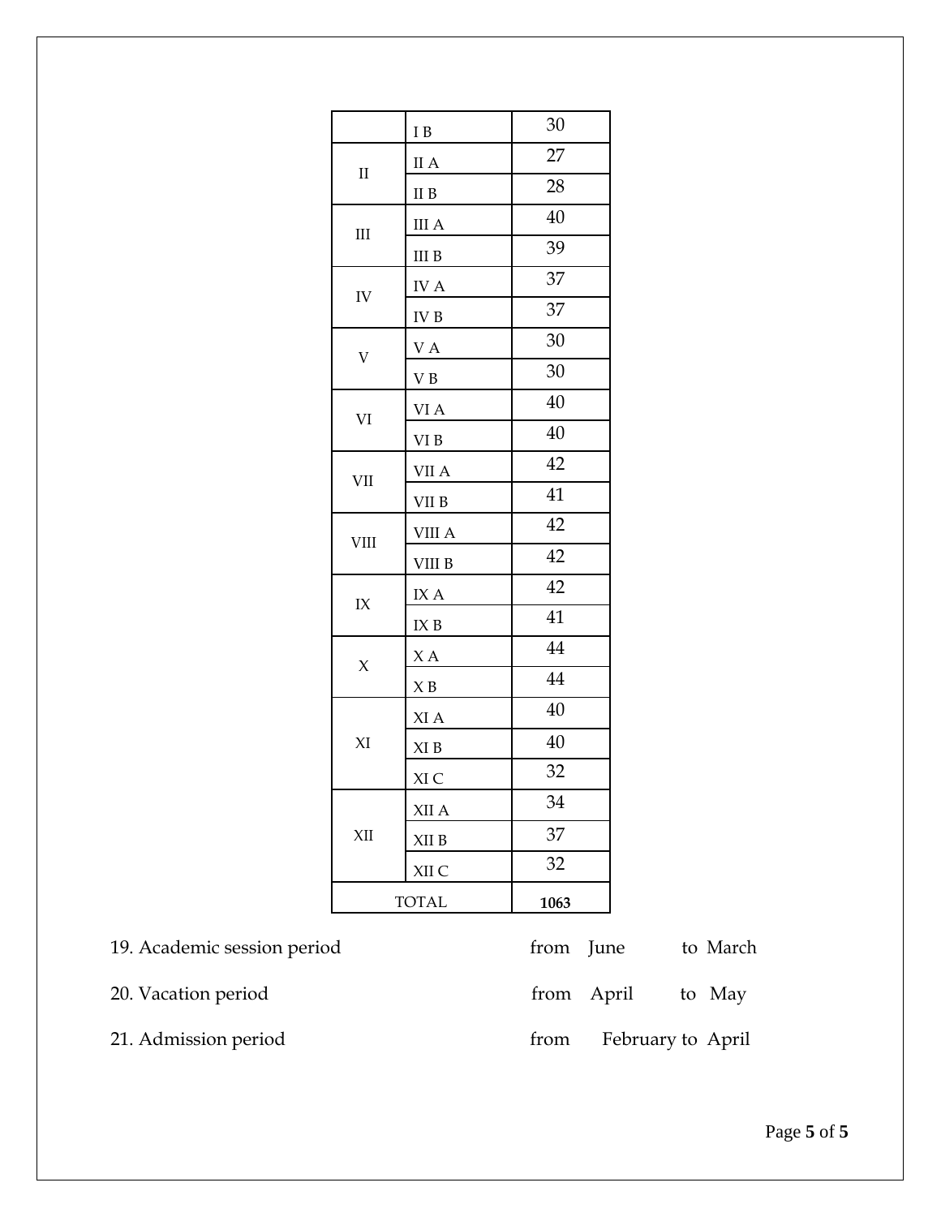| | | |
|---|---|---|
| | I B | 30 |
| II | II A | 27 |
| | II B | 28 |
| III | III A | 40 |
| | III B | 39 |
| IV | IV A | 37 |
| | IV B | 37 |
| V | V A | 30 |
| | V B | 30 |
| VI | VI A | 40 |
| | VI B | 40 |
| VII | VII A | 42 |
| | VII B | 41 |
| VIII | VIII A | 42 |
| | VIII B | 42 |
| IX | IX A | 42 |
| | IX B | 41 |
| X | X A | 44 |
| | X B | 44 |
| XI | XI A | 40 |
| | XI B | 40 |
| | XI C | 32 |
| XII | XII A | 34 |
| | XII B | 37 |
| | XII C | 32 |
| TOTAL | | **1063** |

19. Academic session period from June to March

20. Vacation period from April to May

21. Admission period from February to April